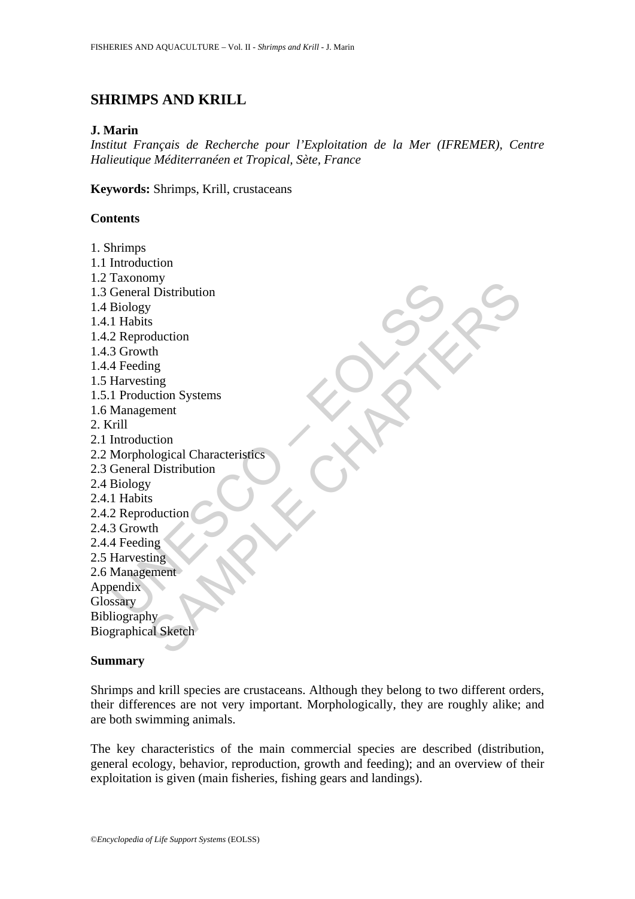# SHRIMPS AND KRILL

**J. Marin**

*Institut Français de Recherche pour l'Exploitation de la Mer (IFREMER), Centre Halieutique Méditerranéen et Tropical, Sète, France*

**Keywords:** Shrimps, Krill, crustaceans

## Contents

1. Shrimps
1.1 Introduction
1.2 Taxonomy
1.3 General Distribution
1.4 Biology
1.4.1 Habits
1.4.2 Reproduction
1.4.3 Growth
1.4.4 Feeding
1.5 Harvesting
1.5.1 Production Systems
1.6 Management
2. Krill
2.1 Introduction
2.2 Morphological Characteristics
2.3 General Distribution
2.4 Biology
2.4.1 Habits
2.4.2 Reproduction
2.4.3 Growth
2.4.4 Feeding
2.5 Harvesting
2.6 Management
Appendix
Glossary
Bibliography
Biographical Sketch

## Summary

Shrimps and krill species are crustaceans. Although they belong to two different orders, their differences are not very important. Morphologically, they are roughly alike; and are both swimming animals.

The key characteristics of the main commercial species are described (distribution, general ecology, behavior, reproduction, growth and feeding); and an overview of their exploitation is given (main fisheries, fishing gears and landings).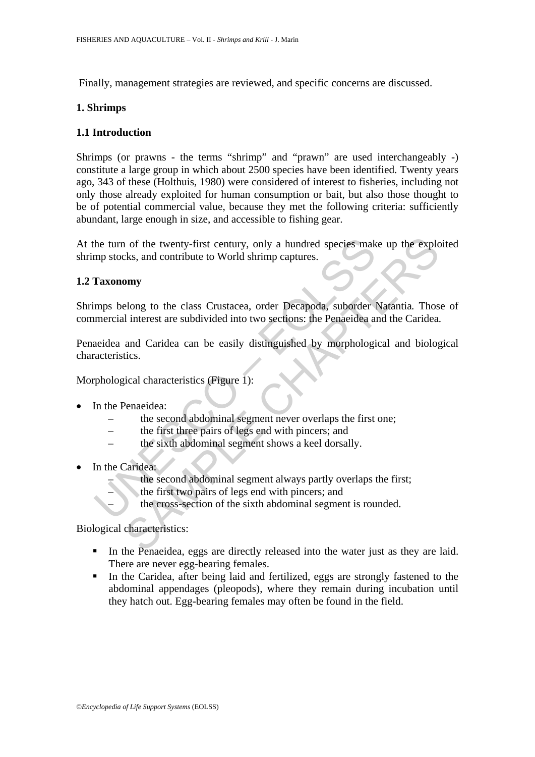Finally, management strategies are reviewed, and specific concerns are discussed.

## 1. Shrimps

### 1.1 Introduction

Shrimps (or prawns - the terms "shrimp" and "prawn" are used interchangeably -) constitute a large group in which about 2500 species have been identified. Twenty years ago, 343 of these (Holthuis, 1980) were considered of interest to fisheries, including not only those already exploited for human consumption or bait, but also those thought to be of potential commercial value, because they met the following criteria: sufficiently abundant, large enough in size, and accessible to fishing gear.

At the turn of the twenty-first century, only a hundred species make up the exploited shrimp stocks, and contribute to World shrimp captures.

### 1.2 Taxonomy

Shrimps belong to the class Crustacea, order Decapoda, suborder Natantia. Those of commercial interest are subdivided into two sections: the Penaeidea and the Caridea.

Penaeidea and Caridea can be easily distinguished by morphological and biological characteristics.

Morphological characteristics (Figure 1):

- In the Penaeidea:
  - the second abdominal segment never overlaps the first one;
  - the first three pairs of legs end with pincers; and
  - the sixth abdominal segment shows a keel dorsally.
- In the Caridea:
  - the second abdominal segment always partly overlaps the first;
  - the first two pairs of legs end with pincers; and
  - the cross-section of the sixth abdominal segment is rounded.

Biological characteristics:

- In the Penaeidea, eggs are directly released into the water just as they are laid. There are never egg-bearing females.
- In the Caridea, after being laid and fertilized, eggs are strongly fastened to the abdominal appendages (pleopods), where they remain during incubation until they hatch out. Egg-bearing females may often be found in the field.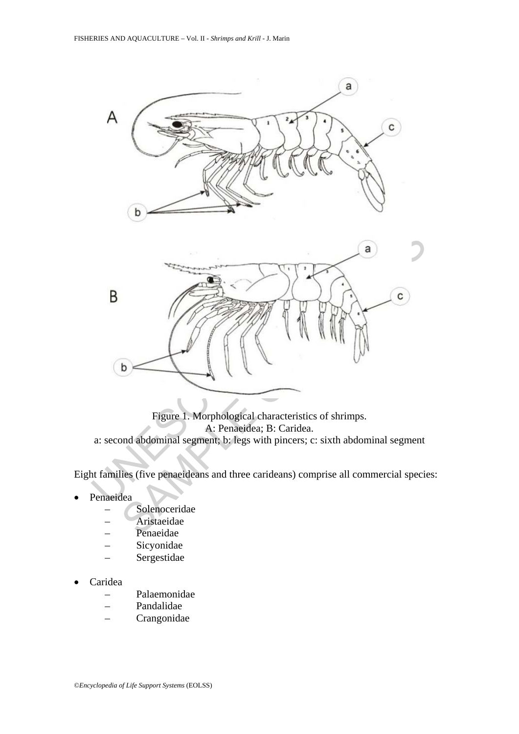Figure 1. Morphological characteristics of shrimps.
A: Penaeidea; B: Caridea.
a: second abdominal segment; b: legs with pincers; c: sixth abdominal segment

Eight families (five penaeideans and three carideans) comprise all commercial species:

- Penaeidea
  - Solenoceridae
  - Aristaeidae
  - Penaeidae
  - Sicyonidae
  - Sergestidae
- Caridea
  - Palaemonidae
  - Pandalidae
  - Crangonidae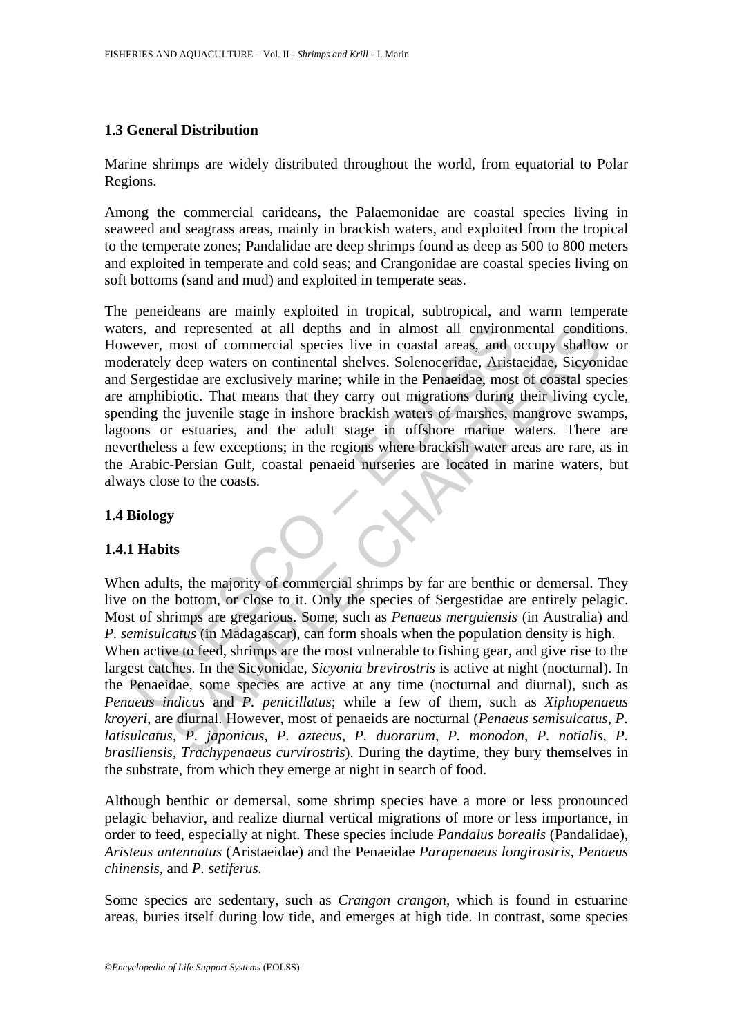### 1.3 General Distribution

Marine shrimps are widely distributed throughout the world, from equatorial to Polar Regions.

Among the commercial carideans, the Palaemonidae are coastal species living in seaweed and seagrass areas, mainly in brackish waters, and exploited from the tropical to the temperate zones; Pandalidae are deep shrimps found as deep as 500 to 800 meters and exploited in temperate and cold seas; and Crangonidae are coastal species living on soft bottoms (sand and mud) and exploited in temperate seas.

The peneideans are mainly exploited in tropical, subtropical, and warm temperate waters, and represented at all depths and in almost all environmental conditions. However, most of commercial species live in coastal areas, and occupy shallow or moderately deep waters on continental shelves. Solenoceridae, Aristaeidae, Sicyonidae and Sergestidae are exclusively marine; while in the Penaeidae, most of coastal species are amphibiotic. That means that they carry out migrations during their living cycle, spending the juvenile stage in inshore brackish waters of marshes, mangrove swamps, lagoons or estuaries, and the adult stage in offshore marine waters. There are nevertheless a few exceptions; in the regions where brackish water areas are rare, as in the Arabic-Persian Gulf, coastal penaeid nurseries are located in marine waters, but always close to the coasts.

### 1.4 Biology

#### 1.4.1 Habits

When adults, the majority of commercial shrimps by far are benthic or demersal. They live on the bottom, or close to it. Only the species of Sergestidae are entirely pelagic. Most of shrimps are gregarious. Some, such as *Penaeus merguiensis* (in Australia) and *P. semisulcatus* (in Madagascar), can form shoals when the population density is high.
When active to feed, shrimps are the most vulnerable to fishing gear, and give rise to the largest catches. In the Sicyonidae, *Sicyonia brevirostris* is active at night (nocturnal). In the Penaeidae, some species are active at any time (nocturnal and diurnal), such as *Penaeus indicus* and *P. penicillatus*; while a few of them, such as *Xiphopenaeus kroyeri*, are diurnal. However, most of penaeids are nocturnal (*Penaeus semisulcatus*, *P. latisulcatus*, *P. japonicus*, *P. aztecus*, *P. duorarum*, *P. monodon*, *P. notialis*, *P. brasiliensis, Trachypenaeus curvirostris*). During the daytime, they bury themselves in the substrate, from which they emerge at night in search of food.

Although benthic or demersal, some shrimp species have a more or less pronounced pelagic behavior, and realize diurnal vertical migrations of more or less importance, in order to feed, especially at night. These species include *Pandalus borealis* (Pandalidae), *Aristeus antennatus* (Aristaeidae) and the Penaeidae *Parapenaeus longirostris*, *Penaeus chinensis*, and *P. setiferus.*

Some species are sedentary, such as *Crangon crangon*, which is found in estuarine areas, buries itself during low tide, and emerges at high tide. In contrast, some species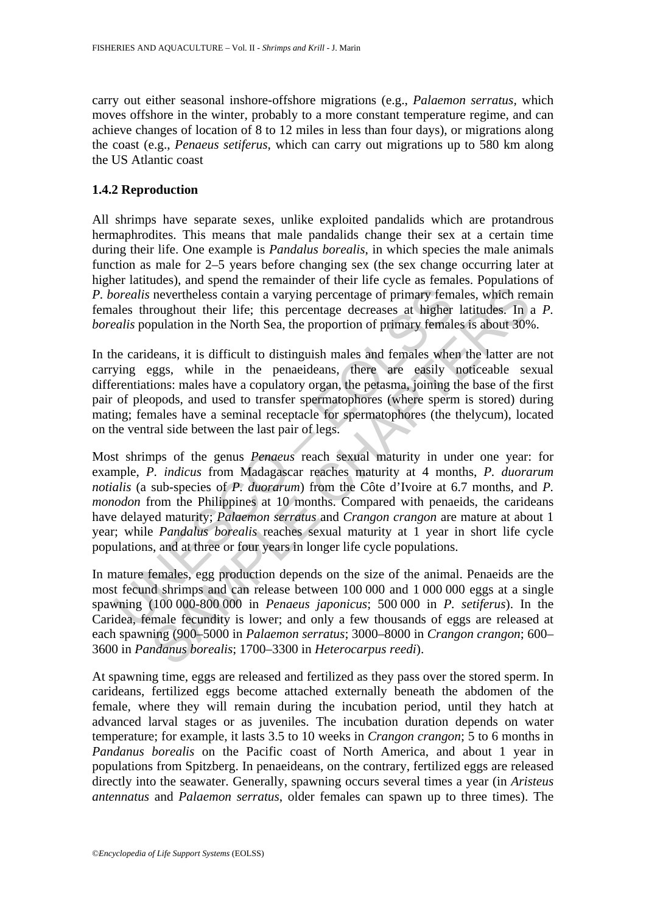carry out either seasonal inshore-offshore migrations (e.g., *Palaemon serratus*, which moves offshore in the winter, probably to a more constant temperature regime, and can achieve changes of location of 8 to 12 miles in less than four days), or migrations along the coast (e.g., *Penaeus setiferus*, which can carry out migrations up to 580 km along the US Atlantic coast

### 1.4.2 Reproduction

All shrimps have separate sexes, unlike exploited pandalids which are protandrous hermaphrodites. This means that male pandalids change their sex at a certain time during their life. One example is *Pandalus borealis*, in which species the male animals function as male for 2–5 years before changing sex (the sex change occurring later at higher latitudes), and spend the remainder of their life cycle as females. Populations of *P. borealis* nevertheless contain a varying percentage of primary females, which remain females throughout their life; this percentage decreases at higher latitudes. In a *P. borealis* population in the North Sea, the proportion of primary females is about 30%.

In the carideans, it is difficult to distinguish males and females when the latter are not carrying eggs, while in the penaeideans, there are easily noticeable sexual differentiations: males have a copulatory organ, the petasma, joining the base of the first pair of pleopods, and used to transfer spermatophores (where sperm is stored) during mating; females have a seminal receptacle for spermatophores (the thelycum), located on the ventral side between the last pair of legs.

Most shrimps of the genus *Penaeus* reach sexual maturity in under one year: for example, *P. indicus* from Madagascar reaches maturity at 4 months, *P. duorarum notialis* (a sub-species of *P. duorarum*) from the Côte d'Ivoire at 6.7 months, and *P. monodon* from the Philippines at 10 months. Compared with penaeids, the carideans have delayed maturity; *Palaemon serratus* and *Crangon crangon* are mature at about 1 year; while *Pandalus borealis* reaches sexual maturity at 1 year in short life cycle populations, and at three or four years in longer life cycle populations.

In mature females, egg production depends on the size of the animal. Penaeids are the most fecund shrimps and can release between 100 000 and 1 000 000 eggs at a single spawning (100 000-800 000 in *Penaeus japonicus*; 500 000 in *P. setiferus*). In the Caridea, female fecundity is lower; and only a few thousands of eggs are released at each spawning (900–5000 in *Palaemon serratus*; 3000–8000 in *Crangon crangon*; 600–3600 in *Pandanus borealis*; 1700–3300 in *Heterocarpus reedi*).

At spawning time, eggs are released and fertilized as they pass over the stored sperm. In carideans, fertilized eggs become attached externally beneath the abdomen of the female, where they will remain during the incubation period, until they hatch at advanced larval stages or as juveniles. The incubation duration depends on water temperature; for example, it lasts 3.5 to 10 weeks in *Crangon crangon*; 5 to 6 months in *Pandanus borealis* on the Pacific coast of North America, and about 1 year in populations from Spitzberg. In penaeideans, on the contrary, fertilized eggs are released directly into the seawater. Generally, spawning occurs several times a year (in *Aristeus antennatus* and *Palaemon serratus*, older females can spawn up to three times). The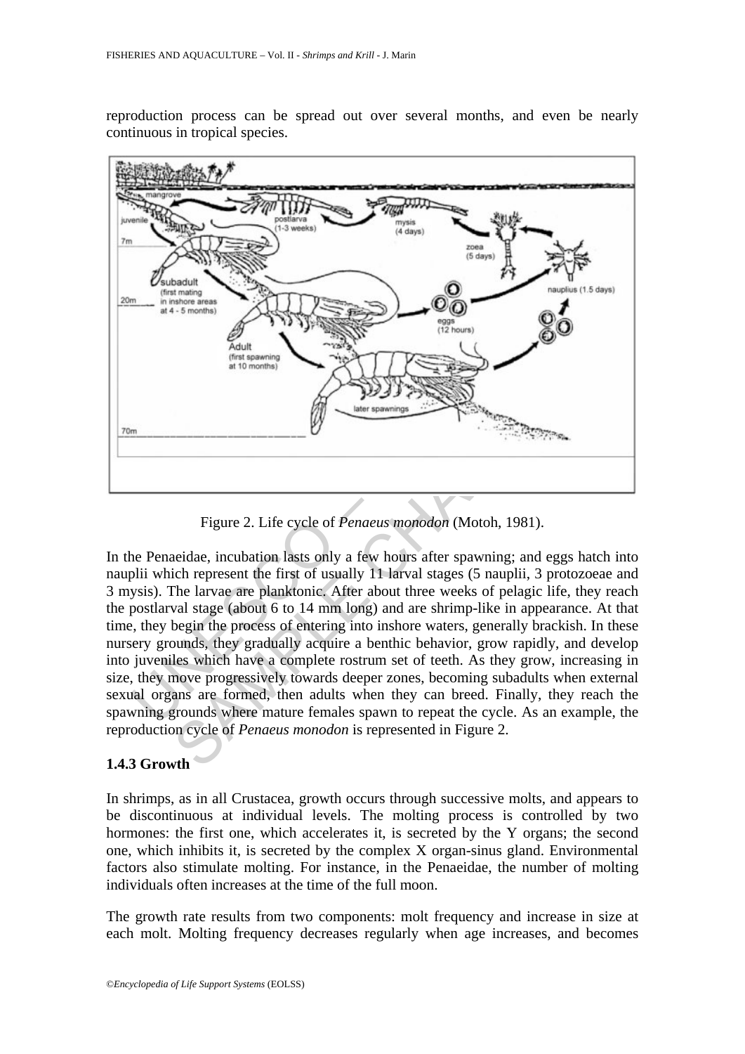reproduction process can be spread out over several months, and even be nearly continuous in tropical species.

Figure 2. Life cycle of *Penaeus monodon* (Motoh, 1981).

In the Penaeidae, incubation lasts only a few hours after spawning; and eggs hatch into nauplii which represent the first of usually 11 larval stages (5 nauplii, 3 protozoeae and 3 mysis). The larvae are planktonic. After about three weeks of pelagic life, they reach the postlarval stage (about 6 to 14 mm long) and are shrimp-like in appearance. At that time, they begin the process of entering into inshore waters, generally brackish. In these nursery grounds, they gradually acquire a benthic behavior, grow rapidly, and develop into juveniles which have a complete rostrum set of teeth. As they grow, increasing in size, they move progressively towards deeper zones, becoming subadults when external sexual organs are formed, then adults when they can breed. Finally, they reach the spawning grounds where mature females spawn to repeat the cycle. As an example, the reproduction cycle of *Penaeus monodon* is represented in Figure 2.

### 1.4.3 Growth

In shrimps, as in all Crustacea, growth occurs through successive molts, and appears to be discontinuous at individual levels. The molting process is controlled by two hormones: the first one, which accelerates it, is secreted by the Y organs; the second one, which inhibits it, is secreted by the complex X organ-sinus gland. Environmental factors also stimulate molting. For instance, in the Penaeidae, the number of molting individuals often increases at the time of the full moon.

The growth rate results from two components: molt frequency and increase in size at each molt. Molting frequency decreases regularly when age increases, and becomes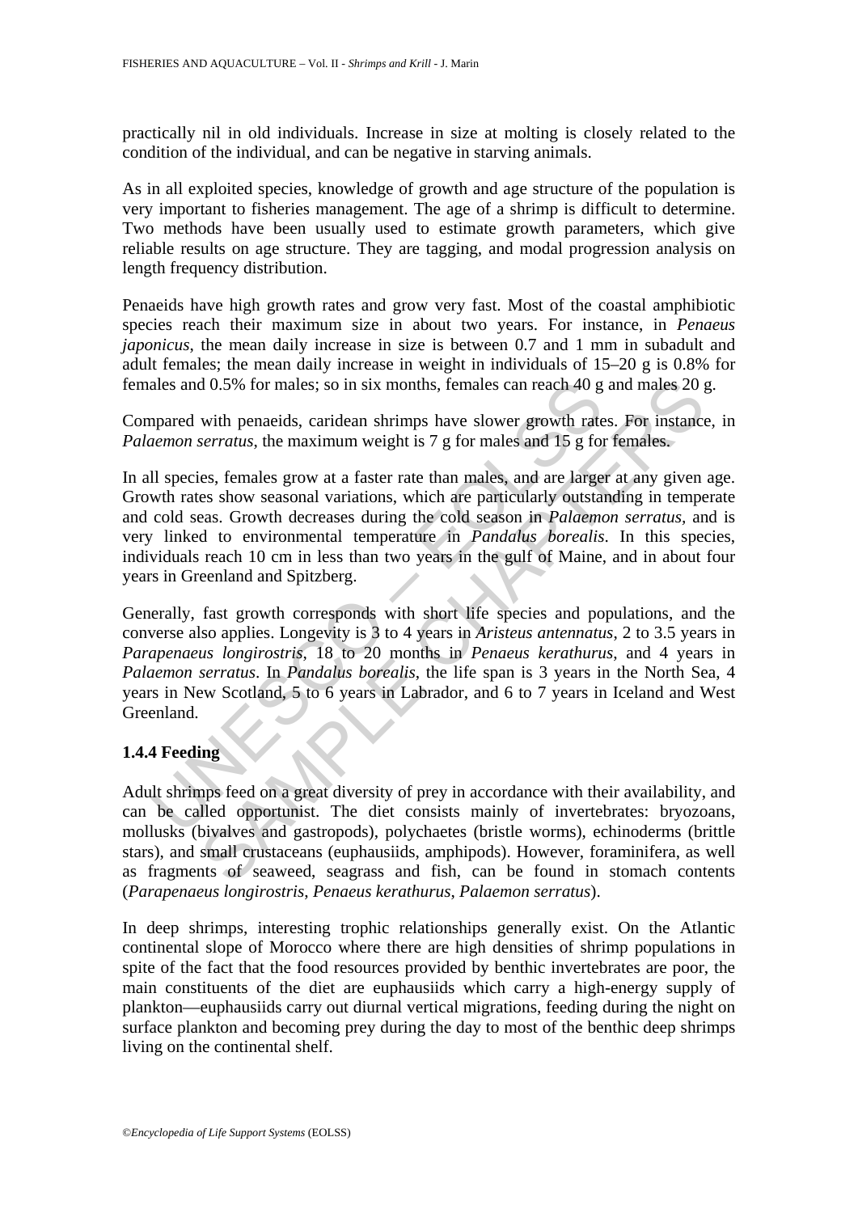practically nil in old individuals. Increase in size at molting is closely related to the condition of the individual, and can be negative in starving animals.

As in all exploited species, knowledge of growth and age structure of the population is very important to fisheries management. The age of a shrimp is difficult to determine. Two methods have been usually used to estimate growth parameters, which give reliable results on age structure. They are tagging, and modal progression analysis on length frequency distribution.

Penaeids have high growth rates and grow very fast. Most of the coastal amphibiotic species reach their maximum size in about two years. For instance, in *Penaeus japonicus*, the mean daily increase in size is between 0.7 and 1 mm in subadult and adult females; the mean daily increase in weight in individuals of 15–20 g is 0.8% for females and 0.5% for males; so in six months, females can reach 40 g and males 20 g.

Compared with penaeids, caridean shrimps have slower growth rates. For instance, in *Palaemon serratus*, the maximum weight is 7 g for males and 15 g for females.

In all species, females grow at a faster rate than males, and are larger at any given age. Growth rates show seasonal variations, which are particularly outstanding in temperate and cold seas. Growth decreases during the cold season in *Palaemon serratus*, and is very linked to environmental temperature in *Pandalus borealis*. In this species, individuals reach 10 cm in less than two years in the gulf of Maine, and in about four years in Greenland and Spitzberg.

Generally, fast growth corresponds with short life species and populations, and the converse also applies. Longevity is 3 to 4 years in *Aristeus antennatus*, 2 to 3.5 years in *Parapenaeus longirostris*, 18 to 20 months in *Penaeus kerathurus*, and 4 years in *Palaemon serratus*. In *Pandalus borealis*, the life span is 3 years in the North Sea, 4 years in New Scotland, 5 to 6 years in Labrador, and 6 to 7 years in Iceland and West Greenland.

### 1.4.4 Feeding

Adult shrimps feed on a great diversity of prey in accordance with their availability, and can be called opportunist. The diet consists mainly of invertebrates: bryozoans, mollusks (bivalves and gastropods), polychaetes (bristle worms), echinoderms (brittle stars), and small crustaceans (euphausiids, amphipods). However, foraminifera, as well as fragments of seaweed, seagrass and fish, can be found in stomach contents (*Parapenaeus longirostris*, *Penaeus kerathurus*, *Palaemon serratus*).

In deep shrimps, interesting trophic relationships generally exist. On the Atlantic continental slope of Morocco where there are high densities of shrimp populations in spite of the fact that the food resources provided by benthic invertebrates are poor, the main constituents of the diet are euphausiids which carry a high-energy supply of plankton—euphausiids carry out diurnal vertical migrations, feeding during the night on surface plankton and becoming prey during the day to most of the benthic deep shrimps living on the continental shelf.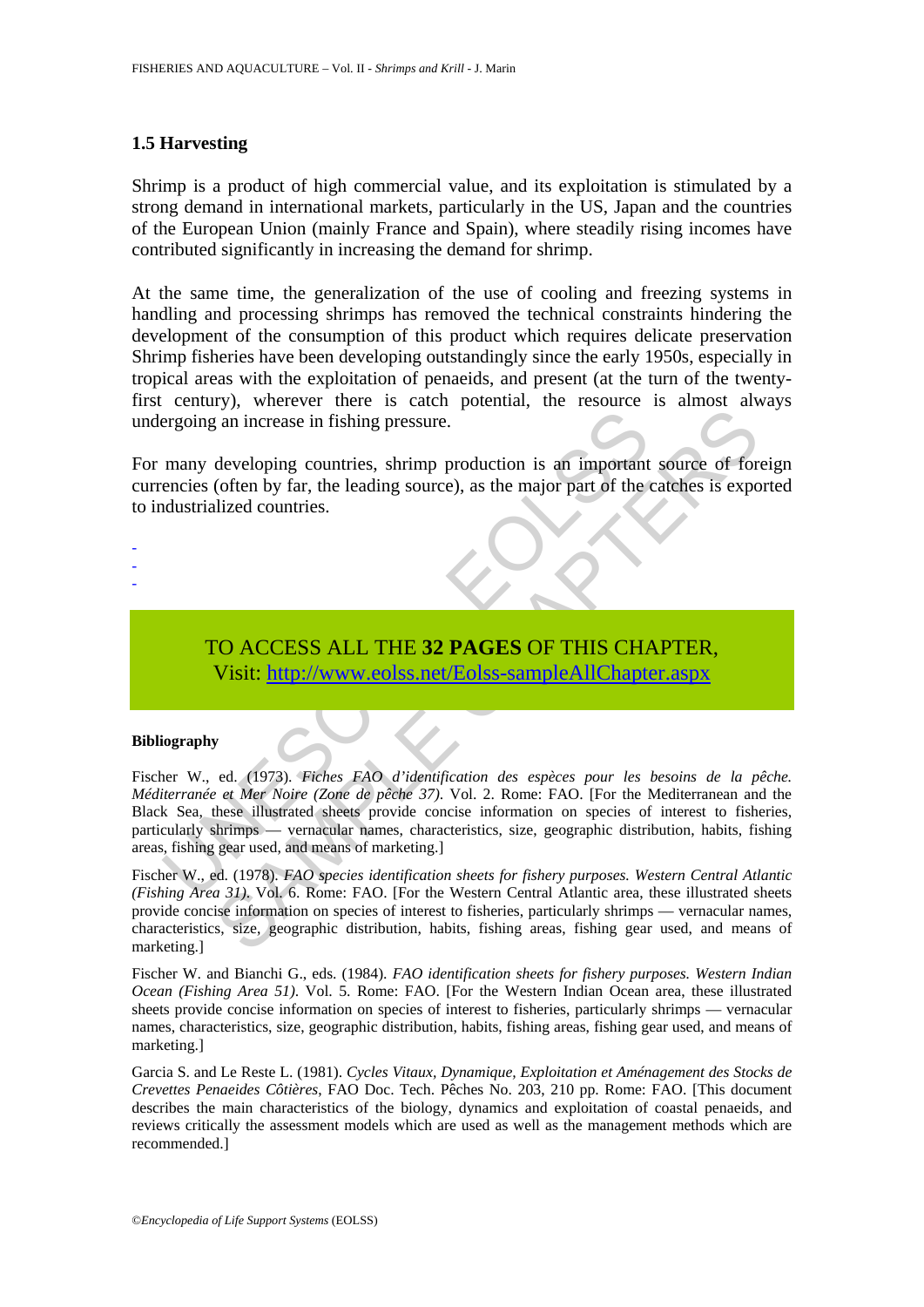### 1.5 Harvesting

Shrimp is a product of high commercial value, and its exploitation is stimulated by a strong demand in international markets, particularly in the US, Japan and the countries of the European Union (mainly France and Spain), where steadily rising incomes have contributed significantly in increasing the demand for shrimp.

At the same time, the generalization of the use of cooling and freezing systems in handling and processing shrimps has removed the technical constraints hindering the development of the consumption of this product which requires delicate preservation Shrimp fisheries have been developing outstandingly since the early 1950s, especially in tropical areas with the exploitation of penaeids, and present (at the turn of the twenty-first century), wherever there is catch potential, the resource is almost always undergoing an increase in fishing pressure.

For many developing countries, shrimp production is an important source of foreign currencies (often by far, the leading source), as the major part of the catches is exported to industrialized countries.

-
-
-

TO ACCESS ALL THE **32 PAGES** OF THIS CHAPTER,
Visit: http://www.eolss.net/Eolss-sampleAllChapter.aspx

#### Bibliography

Fischer W., ed. (1973). *Fiches FAO d'identification des espèces pour les besoins de la pêche. Méditerranée et Mer Noire (Zone de pêche 37).* Vol. 2. Rome: FAO. [For the Mediterranean and the Black Sea, these illustrated sheets provide concise information on species of interest to fisheries, particularly shrimps — vernacular names, characteristics, size, geographic distribution, habits, fishing areas, fishing gear used, and means of marketing.]

Fischer W., ed. (1978). *FAO species identification sheets for fishery purposes. Western Central Atlantic (Fishing Area 31).* Vol. 6. Rome: FAO. [For the Western Central Atlantic area, these illustrated sheets provide concise information on species of interest to fisheries, particularly shrimps — vernacular names, characteristics, size, geographic distribution, habits, fishing areas, fishing gear used, and means of marketing.]

Fischer W. and Bianchi G., eds. (1984). *FAO identification sheets for fishery purposes. Western Indian Ocean (Fishing Area 51).* Vol. 5. Rome: FAO. [For the Western Indian Ocean area, these illustrated sheets provide concise information on species of interest to fisheries, particularly shrimps — vernacular names, characteristics, size, geographic distribution, habits, fishing areas, fishing gear used, and means of marketing.]

Garcia S. and Le Reste L. (1981). *Cycles Vitaux, Dynamique, Exploitation et Aménagement des Stocks de Crevettes Penaeides Côtières*, FAO Doc. Tech. Pêches No. 203, 210 pp. Rome: FAO. [This document describes the main characteristics of the biology, dynamics and exploitation of coastal penaeids, and reviews critically the assessment models which are used as well as the management methods which are recommended.]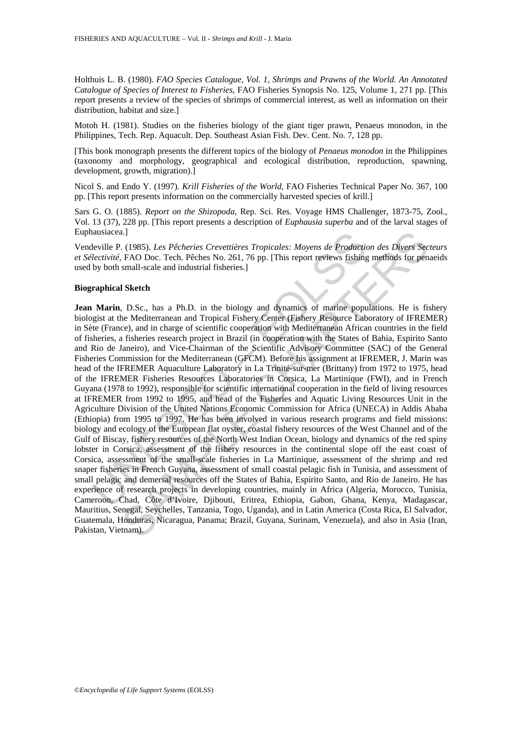Holthuis L. B. (1980). *FAO Species Catalogue, Vol. 1, Shrimps and Prawns of the World. An Annotated Catalogue of Species of Interest to Fisheries*, FAO Fisheries Synopsis No. 125, Volume 1, 271 pp. [This report presents a review of the species of shrimps of commercial interest, as well as information on their distribution, habitat and size.]

Motoh H. (1981). Studies on the fisheries biology of the giant tiger prawn, Penaeus monodon, in the Philippines, Tech. Rep. Aquacult. Dep. Southeast Asian Fish. Dev. Cent. No. 7, 128 pp.

[This book monograph presents the different topics of the biology of *Penaeus monodon* in the Philippines (taxonomy and morphology, geographical and ecological distribution, reproduction, spawning, development, growth, migration).]

Nicol S. and Endo Y. (1997). *Krill Fisheries of the World*, FAO Fisheries Technical Paper No. 367, 100 pp. [This report presents information on the commercially harvested species of krill.]

Sars G. O. (1885). *Report on the Shizopoda*, Rep. Sci. Res. Voyage HMS Challenger, 1873-75, Zool., Vol. 13 (37), 228 pp. [This report presents a description of *Euphausia superba* and of the larval stages of Euphausiacea.]

Vendeville P. (1985). *Les Pêcheries Crevettières Tropicales: Moyens de Production des Divers Secteurs et Sélectivité*, FAO Doc. Tech. Pêches No. 261, 76 pp. [This report reviews fishing methods for penaeids used by both small-scale and industrial fisheries.]

**Biographical Sketch**

**Jean Marin**, D.Sc., has a Ph.D. in the biology and dynamics of marine populations. He is fishery biologist at the Mediterranean and Tropical Fishery Center (Fishery Resource Laboratory of IFREMER) in Sète (France), and in charge of scientific cooperation with Mediterranean African countries in the field of fisheries, a fisheries research project in Brazil (in cooperation with the States of Bahia, Espirito Santo and Rio de Janeiro), and Vice-Chairman of the Scientific Advisory Committee (SAC) of the General Fisheries Commission for the Mediterranean (GFCM). Before his assignment at IFREMER, J. Marin was head of the IFREMER Aquaculture Laboratory in La Trinité-sur-mer (Brittany) from 1972 to 1975, head of the IFREMER Fisheries Resources Laboratories in Corsica, La Martinique (FWI), and in French Guyana (1978 to 1992), responsible for scientific international cooperation in the field of living resources at IFREMER from 1992 to 1995, and head of the Fisheries and Aquatic Living Resources Unit in the Agriculture Division of the United Nations Economic Commission for Africa (UNECA) in Addis Ababa (Ethiopia) from 1995 to 1997. He has been involved in various research programs and field missions: biology and ecology of the European flat oyster, coastal fishery resources of the West Channel and of the Gulf of Biscay, fishery resources of the North West Indian Ocean, biology and dynamics of the red spiny lobster in Corsica, assessment of the fishery resources in the continental slope off the east coast of Corsica, assessment of the small-scale fisheries in La Martinique, assessment of the shrimp and red snaper fisheries in French Guyana, assessment of small coastal pelagic fish in Tunisia, and assessment of small pelagic and demersal resources off the States of Bahia, Espirito Santo, and Rio de Janeiro. He has experience of research projects in developing countries, mainly in Africa (Algeria, Morocco, Tunisia, Cameroon, Chad, Côte d'Ivoire, Djibouti, Eritrea, Ethiopia, Gabon, Ghana, Kenya, Madagascar, Mauritius, Senegal, Seychelles, Tanzania, Togo, Uganda), and in Latin America (Costa Rica, El Salvador, Guatemala, Honduras, Nicaragua, Panama; Brazil, Guyana, Surinam, Venezuela), and also in Asia (Iran, Pakistan, Vietnam).